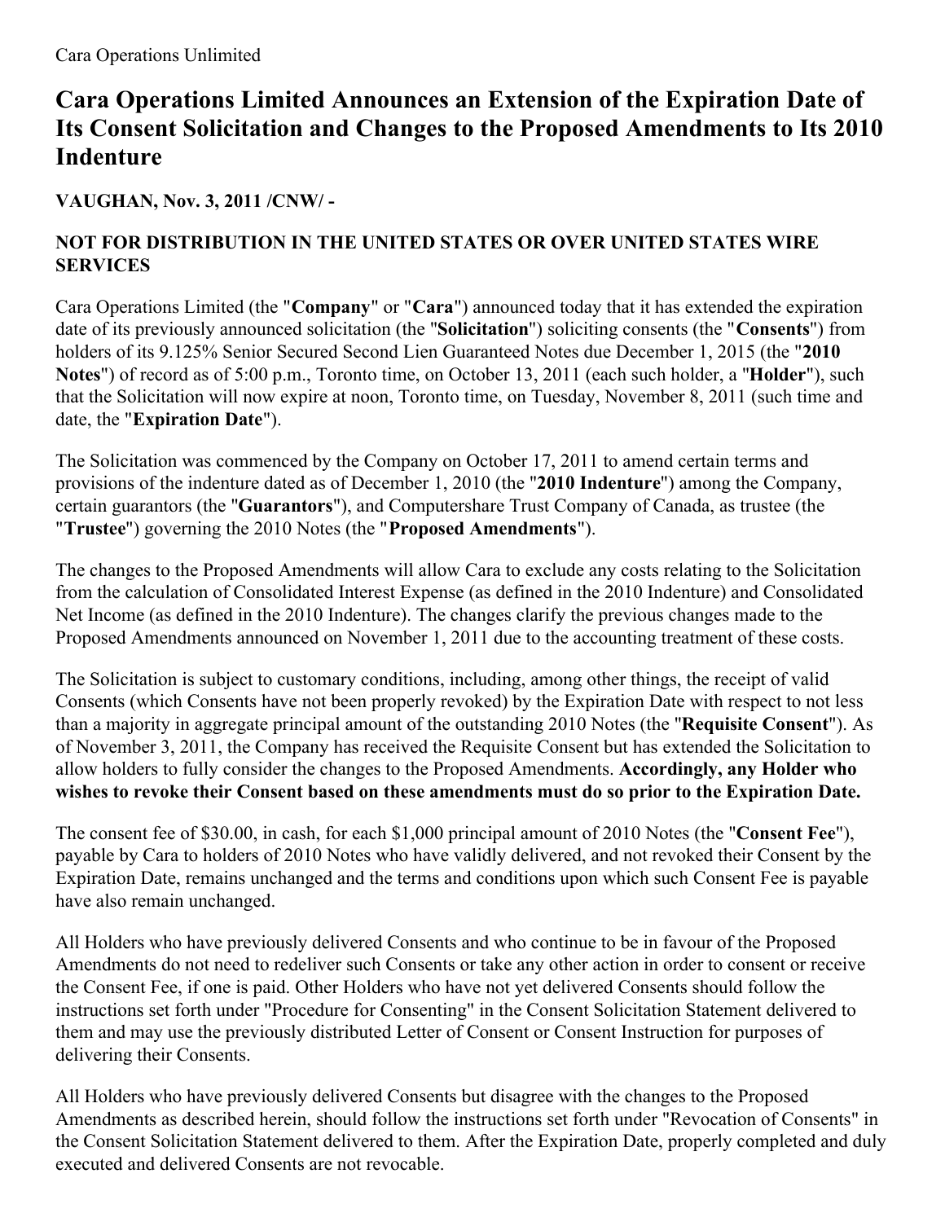Cara Operations Unlimited

# Cara Operations Limited Announces an Extension of the Expiration Date of Its Consent Solicitation and Changes to the Proposed Amendments to Its 2010 Indenture

**VAUGHAN, Nov. 3, 2011 /CNW/ -**

**NOT FOR DISTRIBUTION IN THE UNITED STATES OR OVER UNITED STATES WIRE SERVICES**

Cara Operations Limited (the "**Company**" or "**Cara**") announced today that it has extended the expiration date of its previously announced solicitation (the "**Solicitation**") soliciting consents (the "**Consents**") from holders of its 9.125% Senior Secured Second Lien Guaranteed Notes due December 1, 2015 (the "**2010 Notes**") of record as of 5:00 p.m., Toronto time, on October 13, 2011 (each such holder, a "**Holder**"), such that the Solicitation will now expire at noon, Toronto time, on Tuesday, November 8, 2011 (such time and date, the "**Expiration Date**").

The Solicitation was commenced by the Company on October 17, 2011 to amend certain terms and provisions of the indenture dated as of December 1, 2010 (the "**2010 Indenture**") among the Company, certain guarantors (the "**Guarantors**"), and Computershare Trust Company of Canada, as trustee (the "**Trustee**") governing the 2010 Notes (the "**Proposed Amendments**").

The changes to the Proposed Amendments will allow Cara to exclude any costs relating to the Solicitation from the calculation of Consolidated Interest Expense (as defined in the 2010 Indenture) and Consolidated Net Income (as defined in the 2010 Indenture). The changes clarify the previous changes made to the Proposed Amendments announced on November 1, 2011 due to the accounting treatment of these costs.

The Solicitation is subject to customary conditions, including, among other things, the receipt of valid Consents (which Consents have not been properly revoked) by the Expiration Date with respect to not less than a majority in aggregate principal amount of the outstanding 2010 Notes (the "**Requisite Consent**"). As of November 3, 2011, the Company has received the Requisite Consent but has extended the Solicitation to allow holders to fully consider the changes to the Proposed Amendments. **Accordingly, any Holder who wishes to revoke their Consent based on these amendments must do so prior to the Expiration Date.**

The consent fee of $30.00, in cash, for each $1,000 principal amount of 2010 Notes (the "**Consent Fee**"), payable by Cara to holders of 2010 Notes who have validly delivered, and not revoked their Consent by the Expiration Date, remains unchanged and the terms and conditions upon which such Consent Fee is payable have also remain unchanged.

All Holders who have previously delivered Consents and who continue to be in favour of the Proposed Amendments do not need to redeliver such Consents or take any other action in order to consent or receive the Consent Fee, if one is paid. Other Holders who have not yet delivered Consents should follow the instructions set forth under "Procedure for Consenting" in the Consent Solicitation Statement delivered to them and may use the previously distributed Letter of Consent or Consent Instruction for purposes of delivering their Consents.

All Holders who have previously delivered Consents but disagree with the changes to the Proposed Amendments as described herein, should follow the instructions set forth under "Revocation of Consents" in the Consent Solicitation Statement delivered to them. After the Expiration Date, properly completed and duly executed and delivered Consents are not revocable.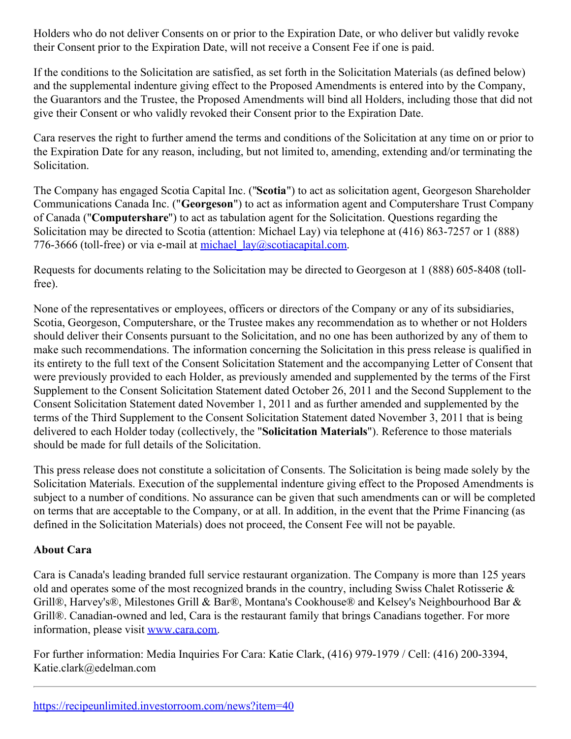Holders who do not deliver Consents on or prior to the Expiration Date, or who deliver but validly revoke their Consent prior to the Expiration Date, will not receive a Consent Fee if one is paid.

If the conditions to the Solicitation are satisfied, as set forth in the Solicitation Materials (as defined below) and the supplemental indenture giving effect to the Proposed Amendments is entered into by the Company, the Guarantors and the Trustee, the Proposed Amendments will bind all Holders, including those that did not give their Consent or who validly revoked their Consent prior to the Expiration Date.

Cara reserves the right to further amend the terms and conditions of the Solicitation at any time on or prior to the Expiration Date for any reason, including, but not limited to, amending, extending and/or terminating the Solicitation.

The Company has engaged Scotia Capital Inc. ("**Scotia**") to act as solicitation agent, Georgeson Shareholder Communications Canada Inc. ("**Georgeson**") to act as information agent and Computershare Trust Company of Canada ("**Computershare**") to act as tabulation agent for the Solicitation. Questions regarding the Solicitation may be directed to Scotia (attention: Michael Lay) via telephone at (416) 863-7257 or 1 (888) 776-3666 (toll-free) or via e-mail at michael_lay@scotiacapital.com.

Requests for documents relating to the Solicitation may be directed to Georgeson at 1 (888) 605-8408 (toll-free).

None of the representatives or employees, officers or directors of the Company or any of its subsidiaries, Scotia, Georgeson, Computershare, or the Trustee makes any recommendation as to whether or not Holders should deliver their Consents pursuant to the Solicitation, and no one has been authorized by any of them to make such recommendations. The information concerning the Solicitation in this press release is qualified in its entirety to the full text of the Consent Solicitation Statement and the accompanying Letter of Consent that were previously provided to each Holder, as previously amended and supplemented by the terms of the First Supplement to the Consent Solicitation Statement dated October 26, 2011 and the Second Supplement to the Consent Solicitation Statement dated November 1, 2011 and as further amended and supplemented by the terms of the Third Supplement to the Consent Solicitation Statement dated November 3, 2011 that is being delivered to each Holder today (collectively, the "**Solicitation Materials**"). Reference to those materials should be made for full details of the Solicitation.

This press release does not constitute a solicitation of Consents. The Solicitation is being made solely by the Solicitation Materials. Execution of the supplemental indenture giving effect to the Proposed Amendments is subject to a number of conditions. No assurance can be given that such amendments can or will be completed on terms that are acceptable to the Company, or at all. In addition, in the event that the Prime Financing (as defined in the Solicitation Materials) does not proceed, the Consent Fee will not be payable.

**About Cara**

Cara is Canada's leading branded full service restaurant organization. The Company is more than 125 years old and operates some of the most recognized brands in the country, including Swiss Chalet Rotisserie & Grill®, Harvey's®, Milestones Grill & Bar®, Montana's Cookhouse® and Kelsey's Neighbourhood Bar & Grill®. Canadian-owned and led, Cara is the restaurant family that brings Canadians together. For more information, please visit www.cara.com.

For further information: Media Inquiries For Cara: Katie Clark, (416) 979-1979 / Cell: (416) 200-3394, Katie.clark@edelman.com

---

https://recipeunlimited.investorroom.com/news?item=40